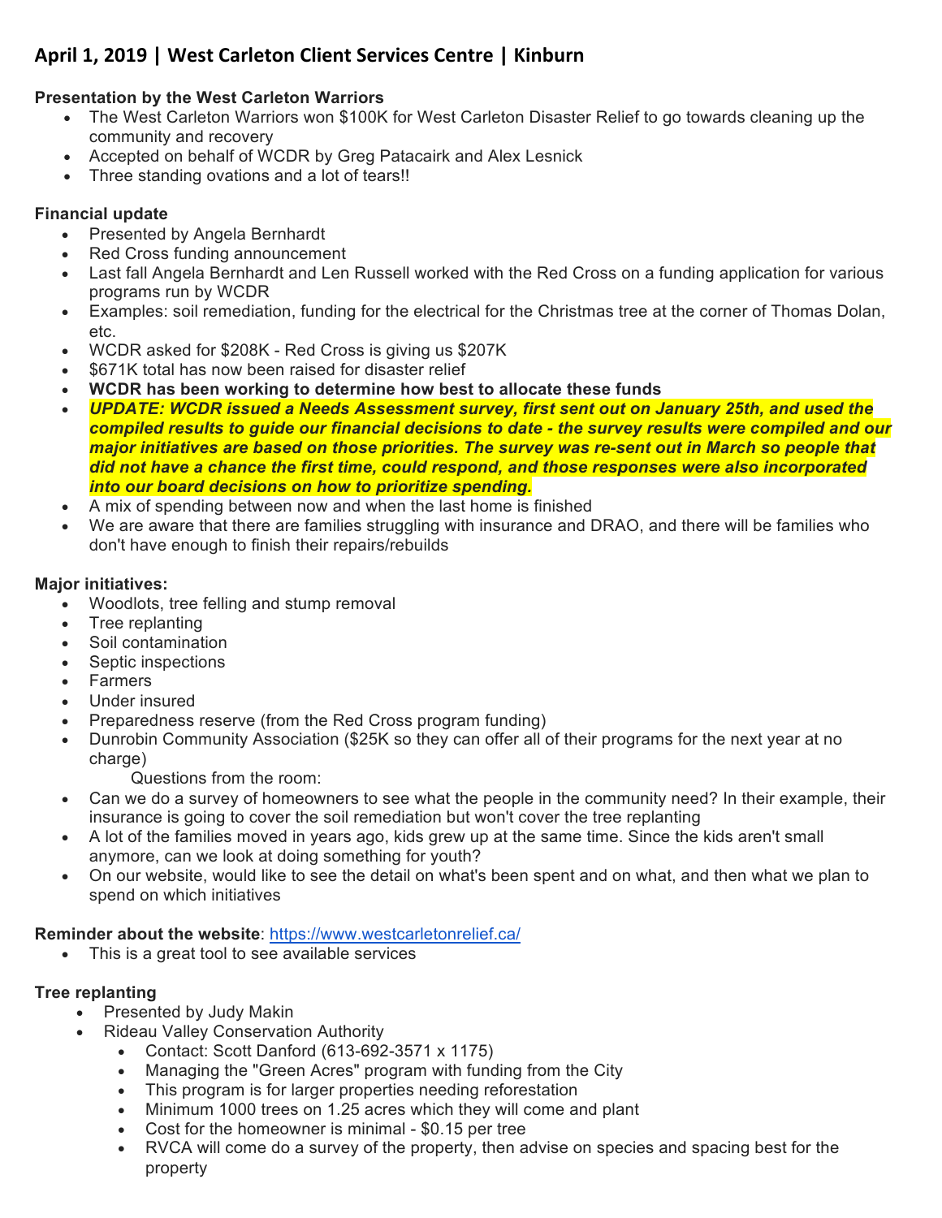## April 1, 2019 | West Carleton Client Services Centre | Kinburn

**Presentation by the West Carleton Warriors**

- The West Carleton Warriors won $100K for West Carleton Disaster Relief to go towards cleaning up the community and recovery
- Accepted on behalf of WCDR by Greg Patacairk and Alex Lesnick
- Three standing ovations and a lot of tears!!

**Financial update**

- Presented by Angela Bernhardt
- Red Cross funding announcement
- Last fall Angela Bernhardt and Len Russell worked with the Red Cross on a funding application for various programs run by WCDR
- Examples: soil remediation, funding for the electrical for the Christmas tree at the corner of Thomas Dolan, etc.
- WCDR asked for $208K - Red Cross is giving us $207K
- $671K total has now been raised for disaster relief
- **WCDR has been working to determine how best to allocate these funds**
- ***UPDATE: WCDR issued a Needs Assessment survey, first sent out on January 25th, and used the compiled results to guide our financial decisions to date - the survey results were compiled and our major initiatives are based on those priorities. The survey was re-sent out in March so people that did not have a chance the first time, could respond, and those responses were also incorporated into our board decisions on how to prioritize spending.***
- A mix of spending between now and when the last home is finished
- We are aware that there are families struggling with insurance and DRAO, and there will be families who don't have enough to finish their repairs/rebuilds

**Major initiatives:**

- Woodlots, tree felling and stump removal
- Tree replanting
- Soil contamination
- Septic inspections
- Farmers
- Under insured
- Preparedness reserve (from the Red Cross program funding)
- Dunrobin Community Association ($25K so they can offer all of their programs for the next year at no charge)

Questions from the room:

- Can we do a survey of homeowners to see what the people in the community need? In their example, their insurance is going to cover the soil remediation but won't cover the tree replanting
- A lot of the families moved in years ago, kids grew up at the same time. Since the kids aren't small anymore, can we look at doing something for youth?
- On our website, would like to see the detail on what's been spent and on what, and then what we plan to spend on which initiatives

**Reminder about the website**: https://www.westcarletonrelief.ca/

- This is a great tool to see available services

**Tree replanting**

- Presented by Judy Makin
- Rideau Valley Conservation Authority
  - Contact: Scott Danford (613-692-3571 x 1175)
  - Managing the "Green Acres" program with funding from the City
  - This program is for larger properties needing reforestation
  - Minimum 1000 trees on 1.25 acres which they will come and plant
  - Cost for the homeowner is minimal - $0.15 per tree
  - RVCA will come do a survey of the property, then advise on species and spacing best for the property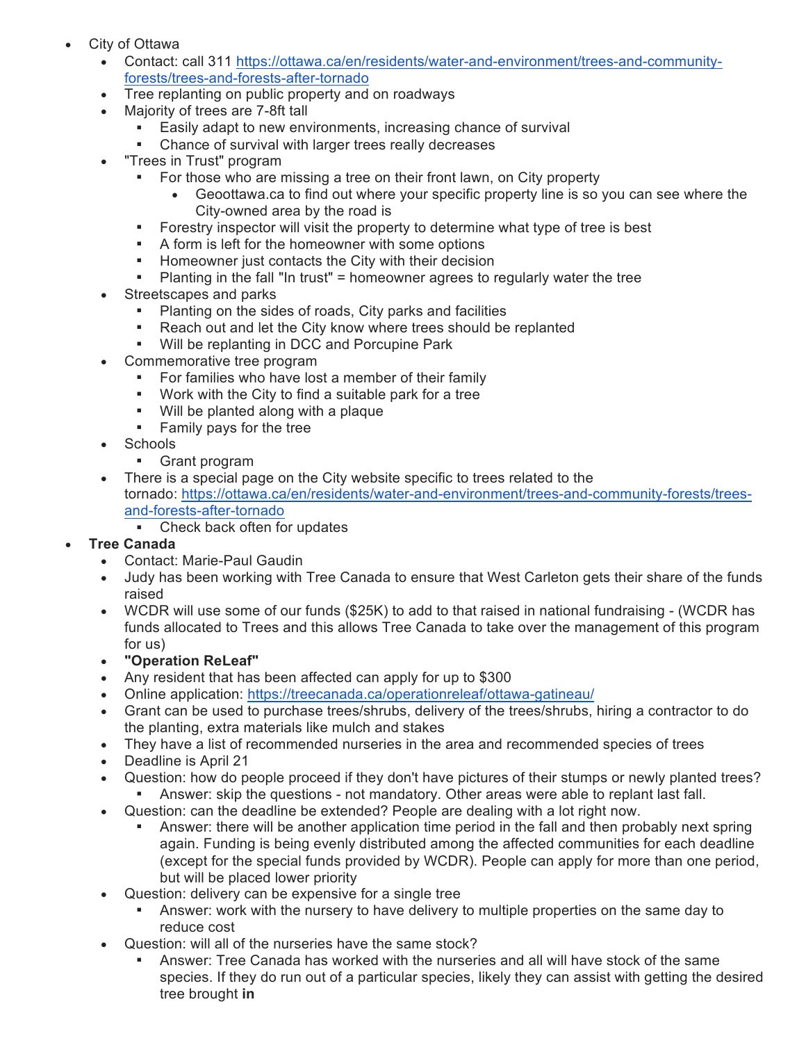- City of Ottawa
    - Contact: call 311 [https://ottawa.ca/en/residents/water-and-environment/trees-and-community-forests/trees-and-forests-after-tornado](https://ottawa.ca/en/residents/water-and-environment/trees-and-community-forests/trees-and-forests-after-tornado)
    - Tree replanting on public property and on roadways
    - Majority of trees are 7-8ft tall
        - Easily adapt to new environments, increasing chance of survival
        - Chance of survival with larger trees really decreases
    - "Trees in Trust" program
        - For those who are missing a tree on their front lawn, on City property
            - Geoottawa.ca to find out where your specific property line is so you can see where the City-owned area by the road is
        - Forestry inspector will visit the property to determine what type of tree is best
        - A form is left for the homeowner with some options
        - Homeowner just contacts the City with their decision
        - Planting in the fall "In trust" = homeowner agrees to regularly water the tree
    - Streetscapes and parks
        - Planting on the sides of roads, City parks and facilities
        - Reach out and let the City know where trees should be replanted
        - Will be replanting in DCC and Porcupine Park
    - Commemorative tree program
        - For families who have lost a member of their family
        - Work with the City to find a suitable park for a tree
        - Will be planted along with a plaque
        - Family pays for the tree
    - Schools
        - Grant program
    - There is a special page on the City website specific to trees related to the tornado: [https://ottawa.ca/en/residents/water-and-environment/trees-and-community-forests/trees-and-forests-after-tornado](https://ottawa.ca/en/residents/water-and-environment/trees-and-community-forests/trees-and-forests-after-tornado)
        - Check back often for updates
- **Tree Canada**
    - Contact: Marie-Paul Gaudin
    - Judy has been working with Tree Canada to ensure that West Carleton gets their share of the funds raised
    - WCDR will use some of our funds ($25K) to add to that raised in national fundraising - (WCDR has funds allocated to Trees and this allows Tree Canada to take over the management of this program for us)
    - **"Operation ReLeaf"**
    - Any resident that has been affected can apply for up to $300
    - Online application: [https://treecanada.ca/operationreleaf/ottawa-gatineau/](https://treecanada.ca/operationreleaf/ottawa-gatineau/)
    - Grant can be used to purchase trees/shrubs, delivery of the trees/shrubs, hiring a contractor to do the planting, extra materials like mulch and stakes
    - They have a list of recommended nurseries in the area and recommended species of trees
    - Deadline is April 21
    - Question: how do people proceed if they don't have pictures of their stumps or newly planted trees?
        - Answer: skip the questions - not mandatory. Other areas were able to replant last fall.
    - Question: can the deadline be extended? People are dealing with a lot right now.
        - Answer: there will be another application time period in the fall and then probably next spring again. Funding is being evenly distributed among the affected communities for each deadline (except for the special funds provided by WCDR). People can apply for more than one period, but will be placed lower priority
    - Question: delivery can be expensive for a single tree
        - Answer: work with the nursery to have delivery to multiple properties on the same day to reduce cost
    - Question: will all of the nurseries have the same stock?
        - Answer: Tree Canada has worked with the nurseries and all will have stock of the same species. If they do run out of a particular species, likely they can assist with getting the desired tree brought **in**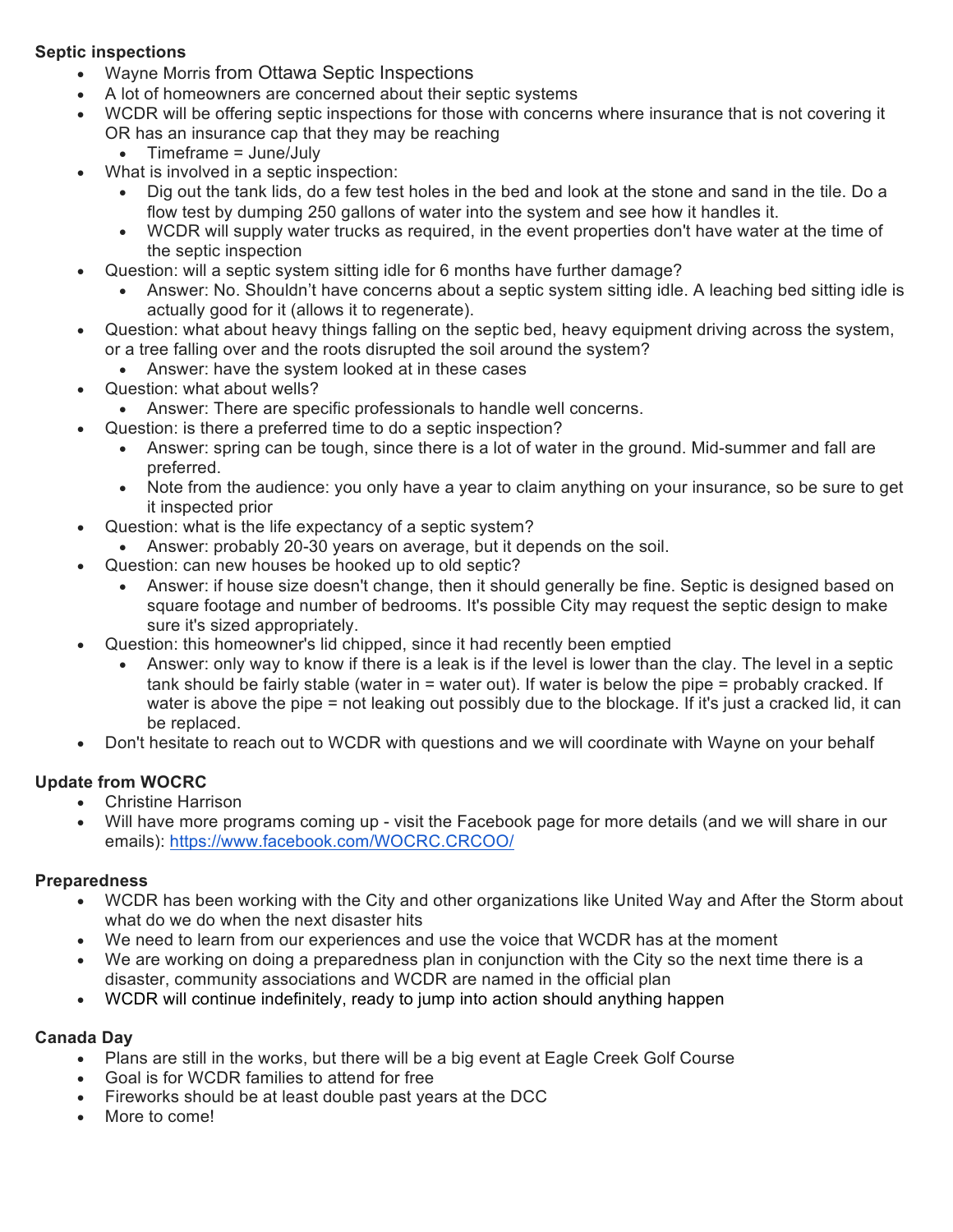**Septic inspections**

- Wayne Morris from Ottawa Septic Inspections
- A lot of homeowners are concerned about their septic systems
- WCDR will be offering septic inspections for those with concerns where insurance that is not covering it OR has an insurance cap that they may be reaching
  - Timeframe = June/July
- What is involved in a septic inspection:
  - Dig out the tank lids, do a few test holes in the bed and look at the stone and sand in the tile. Do a flow test by dumping 250 gallons of water into the system and see how it handles it.
  - WCDR will supply water trucks as required, in the event properties don't have water at the time of the septic inspection
- Question: will a septic system sitting idle for 6 months have further damage?
  - Answer: No. Shouldn't have concerns about a septic system sitting idle. A leaching bed sitting idle is actually good for it (allows it to regenerate).
- Question: what about heavy things falling on the septic bed, heavy equipment driving across the system, or a tree falling over and the roots disrupted the soil around the system?
  - Answer: have the system looked at in these cases
- Question: what about wells?
  - Answer: There are specific professionals to handle well concerns.
- Question: is there a preferred time to do a septic inspection?
  - Answer: spring can be tough, since there is a lot of water in the ground. Mid-summer and fall are preferred.
  - Note from the audience: you only have a year to claim anything on your insurance, so be sure to get it inspected prior
- Question: what is the life expectancy of a septic system?
  - Answer: probably 20-30 years on average, but it depends on the soil.
- Question: can new houses be hooked up to old septic?
  - Answer: if house size doesn't change, then it should generally be fine. Septic is designed based on square footage and number of bedrooms. It's possible City may request the septic design to make sure it's sized appropriately.
- Question: this homeowner's lid chipped, since it had recently been emptied
  - Answer: only way to know if there is a leak is if the level is lower than the clay. The level in a septic tank should be fairly stable (water in = water out). If water is below the pipe = probably cracked. If water is above the pipe = not leaking out possibly due to the blockage. If it's just a cracked lid, it can be replaced.
- Don't hesitate to reach out to WCDR with questions and we will coordinate with Wayne on your behalf

**Update from WOCRC**

- Christine Harrison
- Will have more programs coming up - visit the Facebook page for more details (and we will share in our emails): https://www.facebook.com/WOCRC.CRCOO/

**Preparedness**

- WCDR has been working with the City and other organizations like United Way and After the Storm about what do we do when the next disaster hits
- We need to learn from our experiences and use the voice that WCDR has at the moment
- We are working on doing a preparedness plan in conjunction with the City so the next time there is a disaster, community associations and WCDR are named in the official plan
- WCDR will continue indefinitely, ready to jump into action should anything happen

**Canada Day**

- Plans are still in the works, but there will be a big event at Eagle Creek Golf Course
- Goal is for WCDR families to attend for free
- Fireworks should be at least double past years at the DCC
- More to come!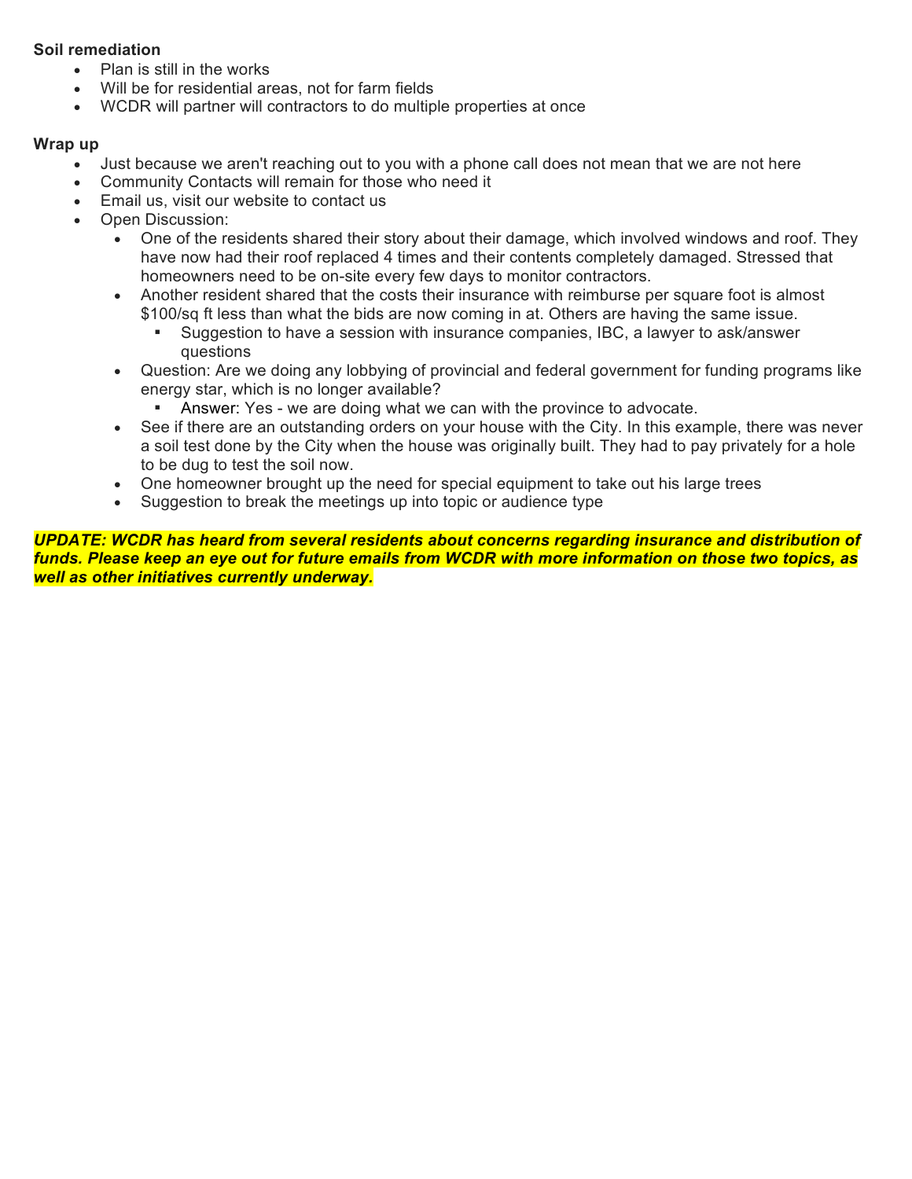**Soil remediation**

- Plan is still in the works
- Will be for residential areas, not for farm fields
- WCDR will partner will contractors to do multiple properties at once

**Wrap up**

- Just because we aren't reaching out to you with a phone call does not mean that we are not here
- Community Contacts will remain for those who need it
- Email us, visit our website to contact us
- Open Discussion:
    - One of the residents shared their story about their damage, which involved windows and roof. They have now had their roof replaced 4 times and their contents completely damaged. Stressed that homeowners need to be on-site every few days to monitor contractors.
    - Another resident shared that the costs their insurance with reimburse per square foot is almost $100/sq ft less than what the bids are now coming in at. Others are having the same issue.
        - Suggestion to have a session with insurance companies, IBC, a lawyer to ask/answer questions
    - Question: Are we doing any lobbying of provincial and federal government for funding programs like energy star, which is no longer available?
        - Answer: Yes - we are doing what we can with the province to advocate.
    - See if there are an outstanding orders on your house with the City. In this example, there was never a soil test done by the City when the house was originally built. They had to pay privately for a hole to be dug to test the soil now.
    - One homeowner brought up the need for special equipment to take out his large trees
    - Suggestion to break the meetings up into topic or audience type

***UPDATE: WCDR has heard from several residents about concerns regarding insurance and distribution of funds. Please keep an eye out for future emails from WCDR with more information on those two topics, as well as other initiatives currently underway.***